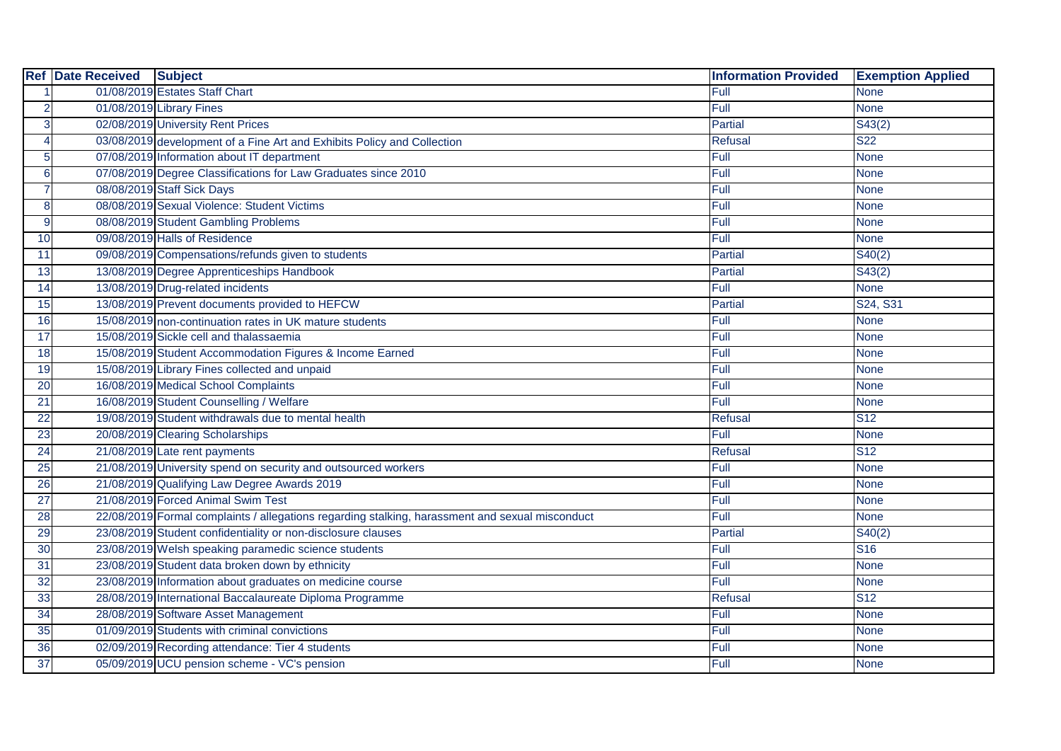| Ref | Date Received | Subject | Information Provided | Exemption Applied |
|---|---|---|---|---|
| 1 | 01/08/2019 | Estates Staff Chart | Full | None |
| 2 | 01/08/2019 | Library Fines | Full | None |
| 3 | 02/08/2019 | University Rent Prices | Partial | S43(2) |
| 4 | 03/08/2019 | development of a Fine Art and Exhibits Policy and Collection | Refusal | S22 |
| 5 | 07/08/2019 | Information about IT department | Full | None |
| 6 | 07/08/2019 | Degree Classifications for Law Graduates since 2010 | Full | None |
| 7 | 08/08/2019 | Staff Sick Days | Full | None |
| 8 | 08/08/2019 | Sexual Violence: Student Victims | Full | None |
| 9 | 08/08/2019 | Student Gambling Problems | Full | None |
| 10 | 09/08/2019 | Halls of Residence | Full | None |
| 11 | 09/08/2019 | Compensations/refunds given to students | Partial | S40(2) |
| 13 | 13/08/2019 | Degree Apprenticeships Handbook | Partial | S43(2) |
| 14 | 13/08/2019 | Drug-related incidents | Full | None |
| 15 | 13/08/2019 | Prevent documents provided to HEFCW | Partial | S24, S31 |
| 16 | 15/08/2019 | non-continuation rates in UK mature students | Full | None |
| 17 | 15/08/2019 | Sickle cell and thalassaemia | Full | None |
| 18 | 15/08/2019 | Student Accommodation Figures & Income Earned | Full | None |
| 19 | 15/08/2019 | Library Fines collected and unpaid | Full | None |
| 20 | 16/08/2019 | Medical School Complaints | Full | None |
| 21 | 16/08/2019 | Student Counselling / Welfare | Full | None |
| 22 | 19/08/2019 | Student withdrawals due to mental health | Refusal | S12 |
| 23 | 20/08/2019 | Clearing Scholarships | Full | None |
| 24 | 21/08/2019 | Late rent payments | Refusal | S12 |
| 25 | 21/08/2019 | University spend on security and outsourced workers | Full | None |
| 26 | 21/08/2019 | Qualifying Law Degree Awards 2019 | Full | None |
| 27 | 21/08/2019 | Forced Animal Swim Test | Full | None |
| 28 | 22/08/2019 | Formal complaints / allegations regarding stalking, harassment and sexual misconduct | Full | None |
| 29 | 23/08/2019 | Student confidentiality or non-disclosure clauses | Partial | S40(2) |
| 30 | 23/08/2019 | Welsh speaking paramedic science students | Full | S16 |
| 31 | 23/08/2019 | Student data broken down by ethnicity | Full | None |
| 32 | 23/08/2019 | Information about graduates on medicine course | Full | None |
| 33 | 28/08/2019 | International Baccalaureate Diploma Programme | Refusal | S12 |
| 34 | 28/08/2019 | Software Asset Management | Full | None |
| 35 | 01/09/2019 | Students with criminal convictions | Full | None |
| 36 | 02/09/2019 | Recording attendance: Tier 4 students | Full | None |
| 37 | 05/09/2019 | UCU pension scheme - VC's pension | Full | None |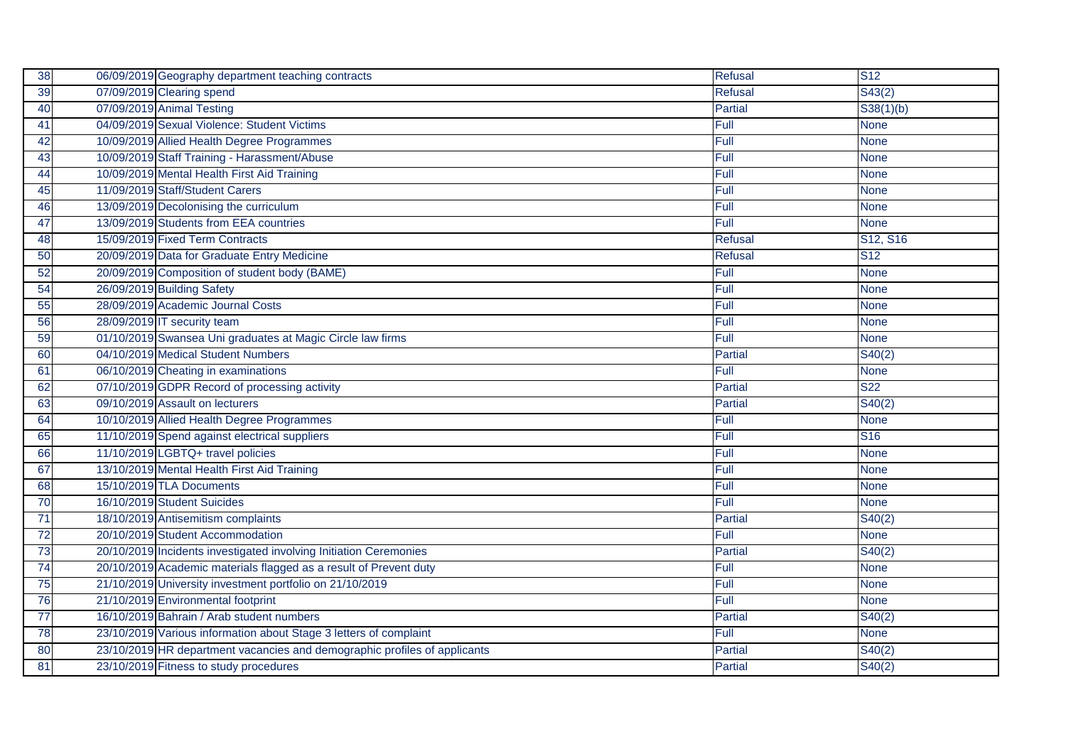| | | | | |
|---|---|---|---|---|
| 38 | 06/09/2019 | Geography department teaching contracts | Refusal | S12 |
| 39 | 07/09/2019 | Clearing spend | Refusal | S43(2) |
| 40 | 07/09/2019 | Animal Testing | Partial | S38(1)(b) |
| 41 | 04/09/2019 | Sexual Violence: Student Victims | Full | None |
| 42 | 10/09/2019 | Allied Health Degree Programmes | Full | None |
| 43 | 10/09/2019 | Staff Training - Harassment/Abuse | Full | None |
| 44 | 10/09/2019 | Mental Health First Aid Training | Full | None |
| 45 | 11/09/2019 | Staff/Student Carers | Full | None |
| 46 | 13/09/2019 | Decolonising the curriculum | Full | None |
| 47 | 13/09/2019 | Students from EEA countries | Full | None |
| 48 | 15/09/2019 | Fixed Term Contracts | Refusal | S12, S16 |
| 50 | 20/09/2019 | Data for Graduate Entry Medicine | Refusal | S12 |
| 52 | 20/09/2019 | Composition of student body (BAME) | Full | None |
| 54 | 26/09/2019 | Building Safety | Full | None |
| 55 | 28/09/2019 | Academic Journal Costs | Full | None |
| 56 | 28/09/2019 | IT security team | Full | None |
| 59 | 01/10/2019 | Swansea Uni graduates at Magic Circle law firms | Full | None |
| 60 | 04/10/2019 | Medical Student Numbers | Partial | S40(2) |
| 61 | 06/10/2019 | Cheating in examinations | Full | None |
| 62 | 07/10/2019 | GDPR Record of processing activity | Partial | S22 |
| 63 | 09/10/2019 | Assault on lecturers | Partial | S40(2) |
| 64 | 10/10/2019 | Allied Health Degree Programmes | Full | None |
| 65 | 11/10/2019 | Spend against electrical suppliers | Full | S16 |
| 66 | 11/10/2019 | LGBTQ+ travel policies | Full | None |
| 67 | 13/10/2019 | Mental Health First Aid Training | Full | None |
| 68 | 15/10/2019 | TLA Documents | Full | None |
| 70 | 16/10/2019 | Student Suicides | Full | None |
| 71 | 18/10/2019 | Antisemitism complaints | Partial | S40(2) |
| 72 | 20/10/2019 | Student Accommodation | Full | None |
| 73 | 20/10/2019 | Incidents investigated involving Initiation Ceremonies | Partial | S40(2) |
| 74 | 20/10/2019 | Academic materials flagged as a result of Prevent duty | Full | None |
| 75 | 21/10/2019 | University investment portfolio on 21/10/2019 | Full | None |
| 76 | 21/10/2019 | Environmental footprint | Full | None |
| 77 | 16/10/2019 | Bahrain / Arab student numbers | Partial | S40(2) |
| 78 | 23/10/2019 | Various information about Stage 3 letters of complaint | Full | None |
| 80 | 23/10/2019 | HR department vacancies and demographic profiles of applicants | Partial | S40(2) |
| 81 | 23/10/2019 | Fitness to study procedures | Partial | S40(2) |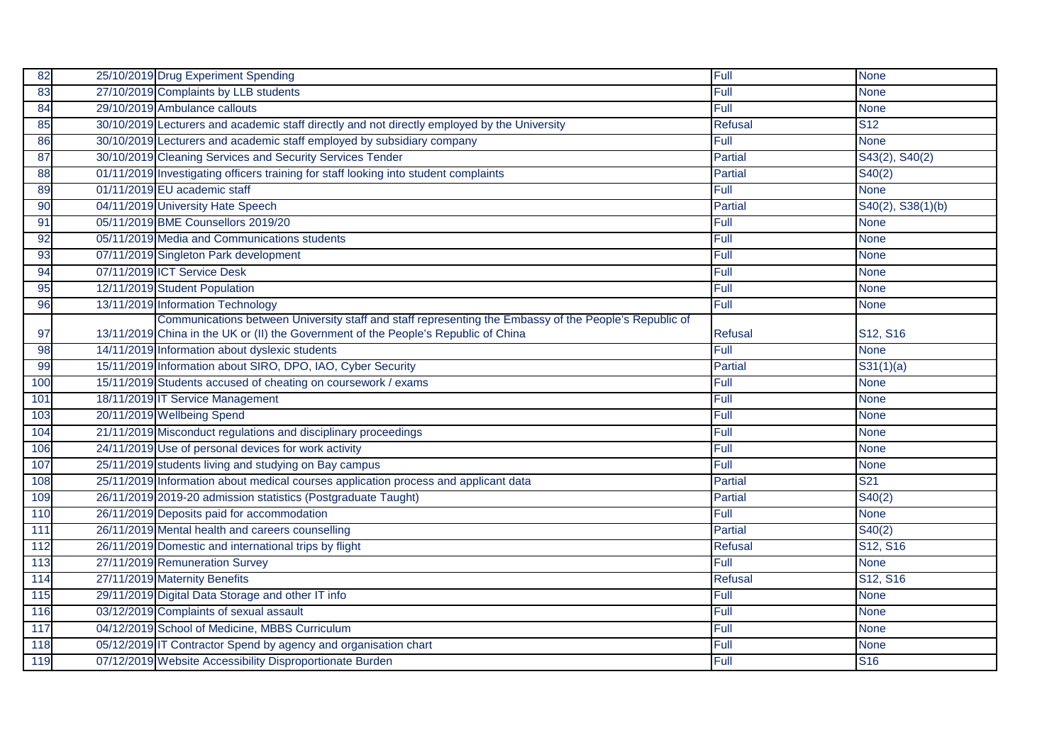| | | | | |
|---|---|---|---|---|
| 82 | 25/10/2019 | Drug Experiment Spending | Full | None |
| 83 | 27/10/2019 | Complaints by LLB students | Full | None |
| 84 | 29/10/2019 | Ambulance callouts | Full | None |
| 85 | 30/10/2019 | Lecturers and academic staff directly and not directly employed by the University | Refusal | S12 |
| 86 | 30/10/2019 | Lecturers and academic staff employed by subsidiary company | Full | None |
| 87 | 30/10/2019 | Cleaning Services and Security Services Tender | Partial | S43(2), S40(2) |
| 88 | 01/11/2019 | Investigating officers training for staff looking into student complaints | Partial | S40(2) |
| 89 | 01/11/2019 | EU academic staff | Full | None |
| 90 | 04/11/2019 | University Hate Speech | Partial | S40(2), S38(1)(b) |
| 91 | 05/11/2019 | BME Counsellors 2019/20 | Full | None |
| 92 | 05/11/2019 | Media and Communications students | Full | None |
| 93 | 07/11/2019 | Singleton Park development | Full | None |
| 94 | 07/11/2019 | ICT Service Desk | Full | None |
| 95 | 12/11/2019 | Student Population | Full | None |
| 96 | 13/11/2019 | Information Technology | Full | None |
| 97 | 13/11/2019 | Communications between University staff and staff representing the Embassy of the People's Republic of China in the UK or (II) the Government of the People's Republic of China | Refusal | S12, S16 |
| 98 | 14/11/2019 | Information about dyslexic students | Full | None |
| 99 | 15/11/2019 | Information about SIRO, DPO, IAO, Cyber Security | Partial | S31(1)(a) |
| 100 | 15/11/2019 | Students accused of cheating on coursework / exams | Full | None |
| 101 | 18/11/2019 | IT Service Management | Full | None |
| 103 | 20/11/2019 | Wellbeing Spend | Full | None |
| 104 | 21/11/2019 | Misconduct regulations and disciplinary proceedings | Full | None |
| 106 | 24/11/2019 | Use of personal devices for work activity | Full | None |
| 107 | 25/11/2019 | students living and studying on Bay campus | Full | None |
| 108 | 25/11/2019 | Information about medical courses application process and applicant data | Partial | S21 |
| 109 | 26/11/2019 | 2019-20 admission statistics (Postgraduate Taught) | Partial | S40(2) |
| 110 | 26/11/2019 | Deposits paid for accommodation | Full | None |
| 111 | 26/11/2019 | Mental health and careers counselling | Partial | S40(2) |
| 112 | 26/11/2019 | Domestic and international trips by flight | Refusal | S12, S16 |
| 113 | 27/11/2019 | Remuneration Survey | Full | None |
| 114 | 27/11/2019 | Maternity Benefits | Refusal | S12, S16 |
| 115 | 29/11/2019 | Digital Data Storage and other IT info | Full | None |
| 116 | 03/12/2019 | Complaints of sexual assault | Full | None |
| 117 | 04/12/2019 | School of Medicine, MBBS Curriculum | Full | None |
| 118 | 05/12/2019 | IT Contractor Spend by agency and organisation chart | Full | None |
| 119 | 07/12/2019 | Website Accessibility Disproportionate Burden | Full | S16 |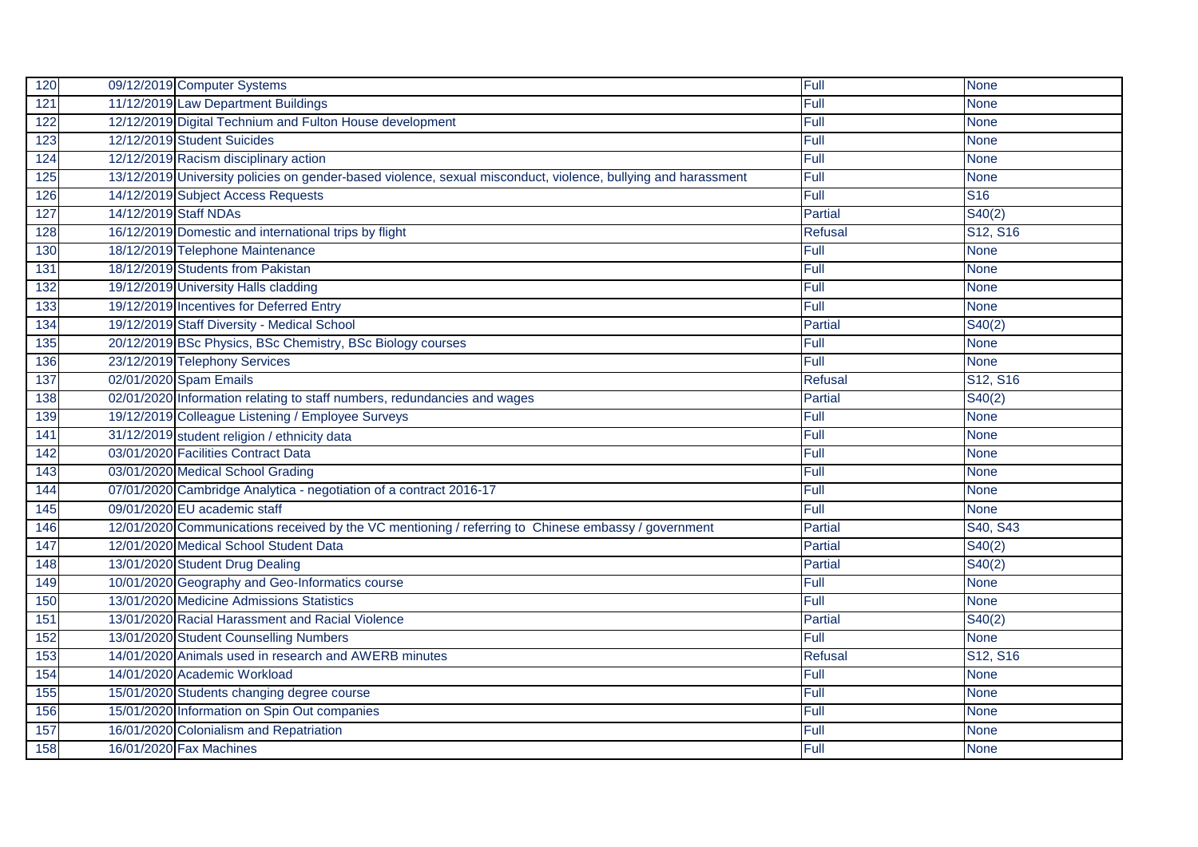| 120 | 09/12/2019 | Computer Systems | Full | None |
|---|---|---|---|---|
| 121 | 11/12/2019 | Law Department Buildings | Full | None |
| 122 | 12/12/2019 | Digital Technium and Fulton House development | Full | None |
| 123 | 12/12/2019 | Student Suicides | Full | None |
| 124 | 12/12/2019 | Racism disciplinary action | Full | None |
| 125 | 13/12/2019 | University policies on gender-based violence, sexual misconduct, violence, bullying and harassment | Full | None |
| 126 | 14/12/2019 | Subject Access Requests | Full | S16 |
| 127 | 14/12/2019 | Staff NDAs | Partial | S40(2) |
| 128 | 16/12/2019 | Domestic and international trips by flight | Refusal | S12, S16 |
| 130 | 18/12/2019 | Telephone Maintenance | Full | None |
| 131 | 18/12/2019 | Students from Pakistan | Full | None |
| 132 | 19/12/2019 | University Halls cladding | Full | None |
| 133 | 19/12/2019 | Incentives for Deferred Entry | Full | None |
| 134 | 19/12/2019 | Staff Diversity - Medical School | Partial | S40(2) |
| 135 | 20/12/2019 | BSc Physics, BSc Chemistry, BSc Biology courses | Full | None |
| 136 | 23/12/2019 | Telephony Services | Full | None |
| 137 | 02/01/2020 | Spam Emails | Refusal | S12, S16 |
| 138 | 02/01/2020 | Information relating to staff numbers, redundancies and wages | Partial | S40(2) |
| 139 | 19/12/2019 | Colleague Listening / Employee Surveys | Full | None |
| 141 | 31/12/2019 | student religion / ethnicity data | Full | None |
| 142 | 03/01/2020 | Facilities Contract Data | Full | None |
| 143 | 03/01/2020 | Medical School Grading | Full | None |
| 144 | 07/01/2020 | Cambridge Analytica - negotiation of a contract 2016-17 | Full | None |
| 145 | 09/01/2020 | EU academic staff | Full | None |
| 146 | 12/01/2020 | Communications received by the VC mentioning / referring to Chinese embassy / government | Partial | S40, S43 |
| 147 | 12/01/2020 | Medical School Student Data | Partial | S40(2) |
| 148 | 13/01/2020 | Student Drug Dealing | Partial | S40(2) |
| 149 | 10/01/2020 | Geography and Geo-Informatics course | Full | None |
| 150 | 13/01/2020 | Medicine Admissions Statistics | Full | None |
| 151 | 13/01/2020 | Racial Harassment and Racial Violence | Partial | S40(2) |
| 152 | 13/01/2020 | Student Counselling Numbers | Full | None |
| 153 | 14/01/2020 | Animals used in research and AWERB minutes | Refusal | S12, S16 |
| 154 | 14/01/2020 | Academic Workload | Full | None |
| 155 | 15/01/2020 | Students changing degree course | Full | None |
| 156 | 15/01/2020 | Information on Spin Out companies | Full | None |
| 157 | 16/01/2020 | Colonialism and Repatriation | Full | None |
| 158 | 16/01/2020 | Fax Machines | Full | None |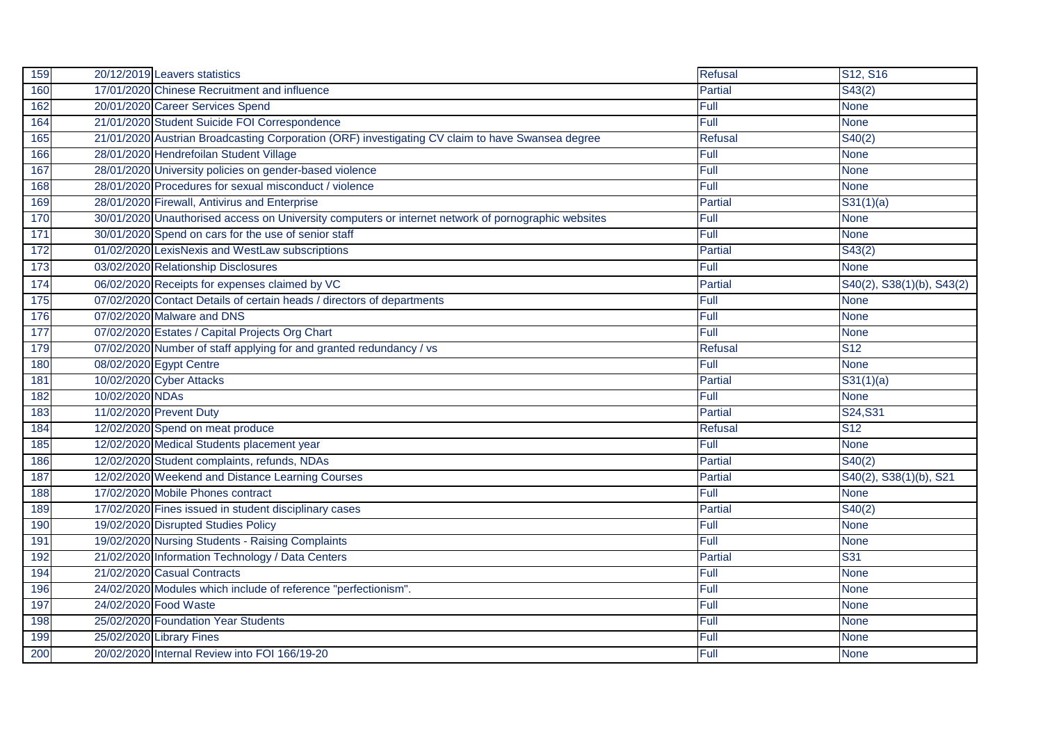| 159 | 20/12/2019 | Leavers statistics | Refusal | S12, S16 |
|---|---|---|---|---|
| 160 | 17/01/2020 | Chinese Recruitment and influence | Partial | S43(2) |
| 162 | 20/01/2020 | Career Services Spend | Full | None |
| 164 | 21/01/2020 | Student Suicide FOI Correspondence | Full | None |
| 165 | 21/01/2020 | Austrian Broadcasting Corporation (ORF) investigating CV claim to have Swansea degree | Refusal | S40(2) |
| 166 | 28/01/2020 | Hendrefoilan Student Village | Full | None |
| 167 | 28/01/2020 | University policies on gender-based violence | Full | None |
| 168 | 28/01/2020 | Procedures for sexual misconduct / violence | Full | None |
| 169 | 28/01/2020 | Firewall, Antivirus and Enterprise | Partial | S31(1)(a) |
| 170 | 30/01/2020 | Unauthorised access on University computers or internet network of pornographic websites | Full | None |
| 171 | 30/01/2020 | Spend on cars for the use of senior staff | Full | None |
| 172 | 01/02/2020 | LexisNexis and WestLaw subscriptions | Partial | S43(2) |
| 173 | 03/02/2020 | Relationship Disclosures | Full | None |
| 174 | 06/02/2020 | Receipts for expenses claimed by VC | Partial | S40(2), S38(1)(b), S43(2) |
| 175 | 07/02/2020 | Contact Details of certain heads / directors of departments | Full | None |
| 176 | 07/02/2020 | Malware and DNS | Full | None |
| 177 | 07/02/2020 | Estates / Capital Projects Org Chart | Full | None |
| 179 | 07/02/2020 | Number of staff applying for and granted redundancy / vs | Refusal | S12 |
| 180 | 08/02/2020 | Egypt Centre | Full | None |
| 181 | 10/02/2020 | Cyber Attacks | Partial | S31(1)(a) |
| 182 | 10/02/2020 | NDAs | Full | None |
| 183 | 11/02/2020 | Prevent Duty | Partial | S24,S31 |
| 184 | 12/02/2020 | Spend on meat produce | Refusal | S12 |
| 185 | 12/02/2020 | Medical Students placement year | Full | None |
| 186 | 12/02/2020 | Student complaints, refunds, NDAs | Partial | S40(2) |
| 187 | 12/02/2020 | Weekend and Distance Learning Courses | Partial | S40(2), S38(1)(b), S21 |
| 188 | 17/02/2020 | Mobile Phones contract | Full | None |
| 189 | 17/02/2020 | Fines issued in student disciplinary cases | Partial | S40(2) |
| 190 | 19/02/2020 | Disrupted Studies Policy | Full | None |
| 191 | 19/02/2020 | Nursing Students - Raising Complaints | Full | None |
| 192 | 21/02/2020 | Information Technology / Data Centers | Partial | S31 |
| 194 | 21/02/2020 | Casual Contracts | Full | None |
| 196 | 24/02/2020 | Modules which include of reference "perfectionism". | Full | None |
| 197 | 24/02/2020 | Food Waste | Full | None |
| 198 | 25/02/2020 | Foundation Year Students | Full | None |
| 199 | 25/02/2020 | Library Fines | Full | None |
| 200 | 20/02/2020 | Internal Review into FOI 166/19-20 | Full | None |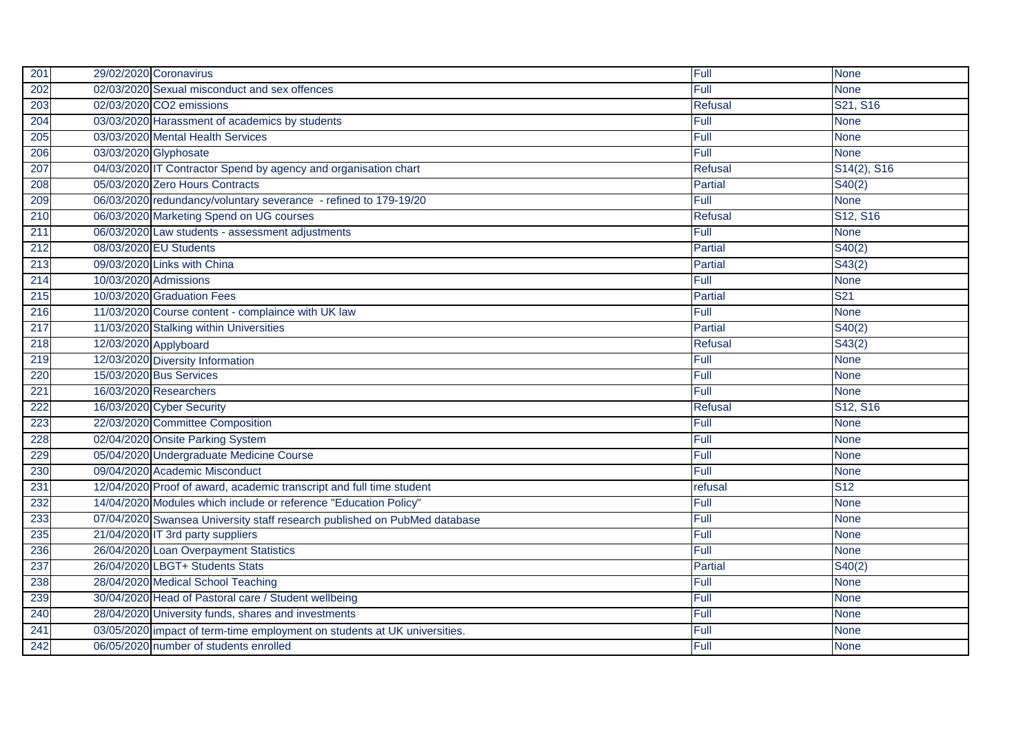| 201 | 29/02/2020 | Coronavirus | Full | None |
|---|---|---|---|---|
| 202 | 02/03/2020 | Sexual misconduct and sex offences | Full | None |
| 203 | 02/03/2020 | CO2 emissions | Refusal | S21, S16 |
| 204 | 03/03/2020 | Harassment of academics by students | Full | None |
| 205 | 03/03/2020 | Mental Health Services | Full | None |
| 206 | 03/03/2020 | Glyphosate | Full | None |
| 207 | 04/03/2020 | IT Contractor Spend by agency and organisation chart | Refusal | S14(2), S16 |
| 208 | 05/03/2020 | Zero Hours Contracts | Partial | S40(2) |
| 209 | 06/03/2020 | redundancy/voluntary severance - refined to 179-19/20 | Full | None |
| 210 | 06/03/2020 | Marketing Spend on UG courses | Refusal | S12, S16 |
| 211 | 06/03/2020 | Law students - assessment adjustments | Full | None |
| 212 | 08/03/2020 | EU Students | Partial | S40(2) |
| 213 | 09/03/2020 | Links with China | Partial | S43(2) |
| 214 | 10/03/2020 | Admissions | Full | None |
| 215 | 10/03/2020 | Graduation Fees | Partial | S21 |
| 216 | 11/03/2020 | Course content - complaince with UK law | Full | None |
| 217 | 11/03/2020 | Stalking within Universities | Partial | S40(2) |
| 218 | 12/03/2020 | Applyboard | Refusal | S43(2) |
| 219 | 12/03/2020 | Diversity Information | Full | None |
| 220 | 15/03/2020 | Bus Services | Full | None |
| 221 | 16/03/2020 | Researchers | Full | None |
| 222 | 16/03/2020 | Cyber Security | Refusal | S12, S16 |
| 223 | 22/03/2020 | Committee Composition | Full | None |
| 228 | 02/04/2020 | Onsite Parking System | Full | None |
| 229 | 05/04/2020 | Undergraduate Medicine Course | Full | None |
| 230 | 09/04/2020 | Academic Misconduct | Full | None |
| 231 | 12/04/2020 | Proof of award, academic transcript and full time student | refusal | S12 |
| 232 | 14/04/2020 | Modules which include or reference "Education Policy" | Full | None |
| 233 | 07/04/2020 | Swansea University staff research published on PubMed database | Full | None |
| 235 | 21/04/2020 | IT 3rd party suppliers | Full | None |
| 236 | 26/04/2020 | Loan Overpayment Statistics | Full | None |
| 237 | 26/04/2020 | LBGT+ Students Stats | Partial | S40(2) |
| 238 | 28/04/2020 | Medical School Teaching | Full | None |
| 239 | 30/04/2020 | Head of Pastoral care / Student wellbeing | Full | None |
| 240 | 28/04/2020 | University funds, shares and investments | Full | None |
| 241 | 03/05/2020 | impact of term-time employment on students at UK universities. | Full | None |
| 242 | 06/05/2020 | number of students enrolled | Full | None |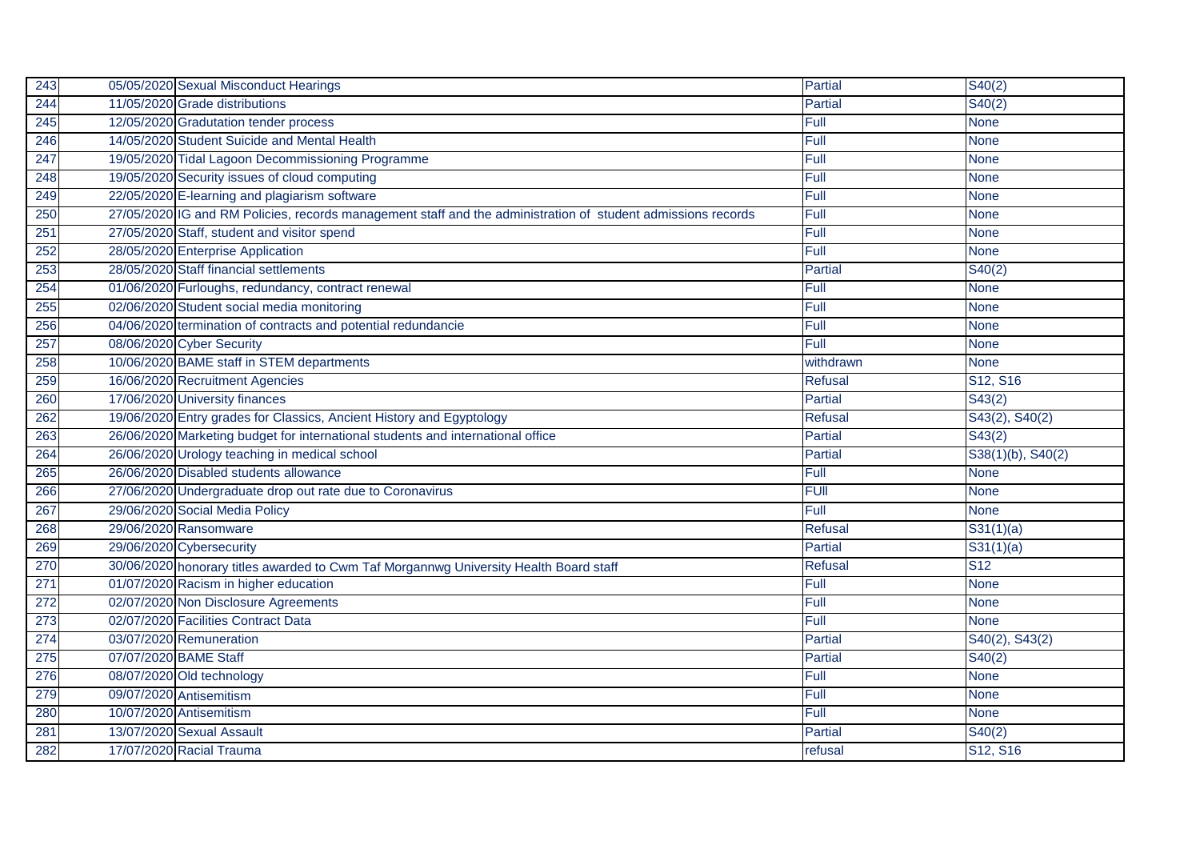| 243 | 05/05/2020 | Sexual Misconduct Hearings | Partial | S40(2) |
|---|---|---|---|---|
| 244 | 11/05/2020 | Grade distributions | Partial | S40(2) |
| 245 | 12/05/2020 | Gradutation tender process | Full | None |
| 246 | 14/05/2020 | Student Suicide and Mental Health | Full | None |
| 247 | 19/05/2020 | Tidal Lagoon Decommissioning Programme | Full | None |
| 248 | 19/05/2020 | Security issues of cloud computing | Full | None |
| 249 | 22/05/2020 | E-learning and plagiarism software | Full | None |
| 250 | 27/05/2020 | IG and RM Policies, records management staff and the administration of student admissions records | Full | None |
| 251 | 27/05/2020 | Staff, student and visitor spend | Full | None |
| 252 | 28/05/2020 | Enterprise Application | Full | None |
| 253 | 28/05/2020 | Staff financial settlements | Partial | S40(2) |
| 254 | 01/06/2020 | Furloughs, redundancy, contract renewal | Full | None |
| 255 | 02/06/2020 | Student social media monitoring | Full | None |
| 256 | 04/06/2020 | termination of contracts and potential redundancie | Full | None |
| 257 | 08/06/2020 | Cyber Security | Full | None |
| 258 | 10/06/2020 | BAME staff in STEM departments | withdrawn | None |
| 259 | 16/06/2020 | Recruitment Agencies | Refusal | S12, S16 |
| 260 | 17/06/2020 | University finances | Partial | S43(2) |
| 262 | 19/06/2020 | Entry grades for Classics, Ancient History and Egyptology | Refusal | S43(2), S40(2) |
| 263 | 26/06/2020 | Marketing budget for international students and international office | Partial | S43(2) |
| 264 | 26/06/2020 | Urology teaching in medical school | Partial | S38(1)(b), S40(2) |
| 265 | 26/06/2020 | Disabled students allowance | Full | None |
| 266 | 27/06/2020 | Undergraduate drop out rate due to Coronavirus | FUll | None |
| 267 | 29/06/2020 | Social Media Policy | Full | None |
| 268 | 29/06/2020 | Ransomware | Refusal | S31(1)(a) |
| 269 | 29/06/2020 | Cybersecurity | Partial | S31(1)(a) |
| 270 | 30/06/2020 | honorary titles awarded to Cwm Taf Morgannwg University Health Board staff | Refusal | S12 |
| 271 | 01/07/2020 | Racism in higher education | Full | None |
| 272 | 02/07/2020 | Non Disclosure Agreements | Full | None |
| 273 | 02/07/2020 | Facilities Contract Data | Full | None |
| 274 | 03/07/2020 | Remuneration | Partial | S40(2), S43(2) |
| 275 | 07/07/2020 | BAME Staff | Partial | S40(2) |
| 276 | 08/07/2020 | Old technology | Full | None |
| 279 | 09/07/2020 | Antisemitism | Full | None |
| 280 | 10/07/2020 | Antisemitism | Full | None |
| 281 | 13/07/2020 | Sexual Assault | Partial | S40(2) |
| 282 | 17/07/2020 | Racial Trauma | refusal | S12, S16 |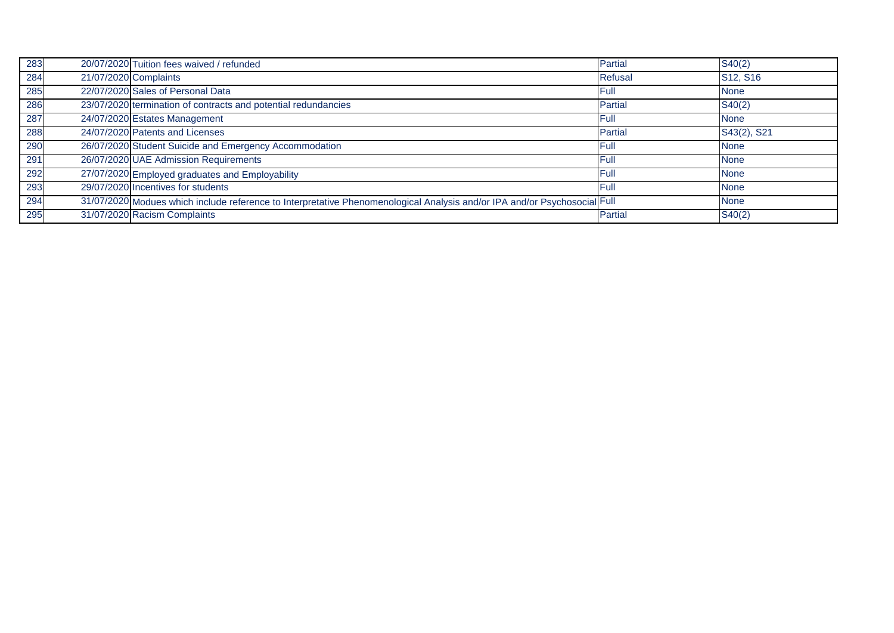| | | | | |
|---|---|---|---|---|
| 283 | 20/07/2020 | Tuition fees waived / refunded | Partial | S40(2) |
| 284 | 21/07/2020 | Complaints | Refusal | S12, S16 |
| 285 | 22/07/2020 | Sales of Personal Data | Full | None |
| 286 | 23/07/2020 | termination of contracts and potential redundancies | Partial | S40(2) |
| 287 | 24/07/2020 | Estates Management | Full | None |
| 288 | 24/07/2020 | Patents and Licenses | Partial | S43(2), S21 |
| 290 | 26/07/2020 | Student Suicide and Emergency Accommodation | Full | None |
| 291 | 26/07/2020 | UAE Admission Requirements | Full | None |
| 292 | 27/07/2020 | Employed graduates and Employability | Full | None |
| 293 | 29/07/2020 | Incentives for students | Full | None |
| 294 | 31/07/2020 | Modues which include reference to Interpretative Phenomenological Analysis and/or IPA and/or Psychosocial | Full | None |
| 295 | 31/07/2020 | Racism Complaints | Partial | S40(2) |